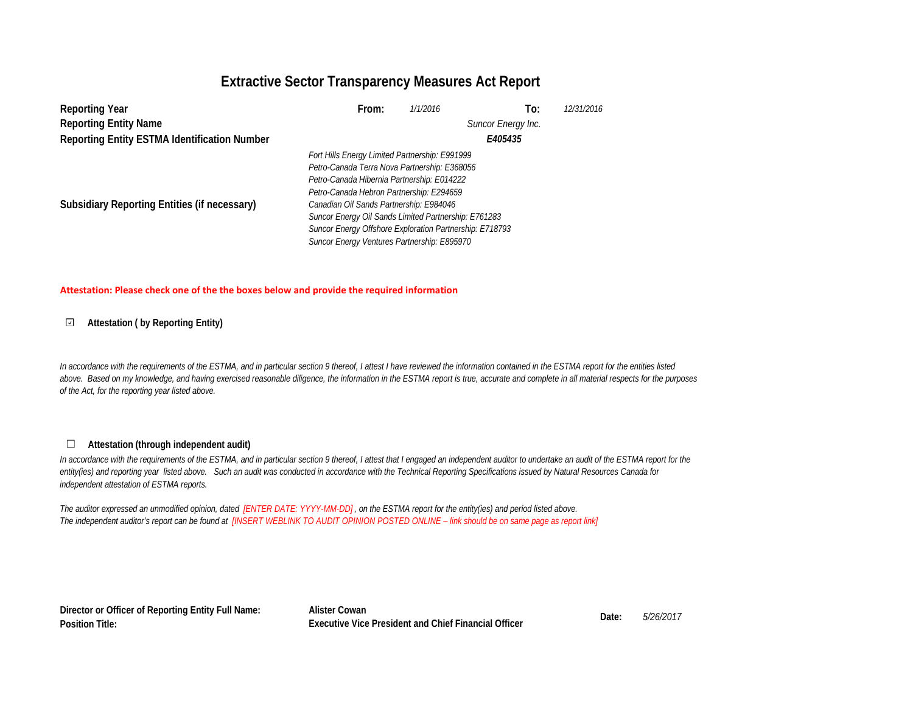# Extractive Sector Transparency Measures Act Report

| | | | | |
|---|---|---|---|---|
| **Reporting Year** | **From:** | *1/1/2016* | **To:** | *12/31/2016* |
| **Reporting Entity Name** | | *Suncor Energy Inc.* | | |
| **Reporting Entity ESTMA Identification Number** | | ***E405435*** | | |
| **Subsidiary Reporting Entities (if necessary)** | *Fort Hills Energy Limited Partnership: E991999*<br>*Petro-Canada Terra Nova Partnership: E368056*<br>*Petro-Canada Hibernia Partnership: E014222*<br>*Petro-Canada Hebron Partnership: E294659*<br>*Canadian Oil Sands Partnership: E984046*<br>*Suncor Energy Oil Sands Limited Partnership: E761283*<br>*Suncor Energy Offshore Exploration Partnership: E718793*<br>*Suncor Energy Ventures Partnership: E895970* | | | |

**Attestation: Please check one of the the boxes below and provide the required information**

☑ **Attestation ( by Reporting Entity)**

*In accordance with the requirements of the ESTMA, and in particular section 9 thereof, I attest I have reviewed the information contained in the ESTMA report for the entities listed above. Based on my knowledge, and having exercised reasonable diligence, the information in the ESTMA report is true, accurate and complete in all material respects for the purposes of the Act, for the reporting year listed above.*

☐ **Attestation (through independent audit)**

*In accordance with the requirements of the ESTMA, and in particular section 9 thereof, I attest that I engaged an independent auditor to undertake an audit of the ESTMA report for the entity(ies) and reporting year listed above. Such an audit was conducted in accordance with the Technical Reporting Specifications issued by Natural Resources Canada for independent attestation of ESTMA reports.*

*The auditor expressed an unmodified opinion, dated [ENTER DATE: YYYY-MM-DD] , on the ESTMA report for the entity(ies) and period listed above.*
*The independent auditor's report can be found at [INSERT WEBLINK TO AUDIT OPINION POSTED ONLINE – link should be on same page as report link]*

| | | | |
|---|---|---|---|
| **Director or Officer of Reporting Entity Full Name:** | **Alister Cowan** | **Date:** | *5/26/2017* |
| **Position Title:** | **Executive Vice President and Chief Financial Officer** | | |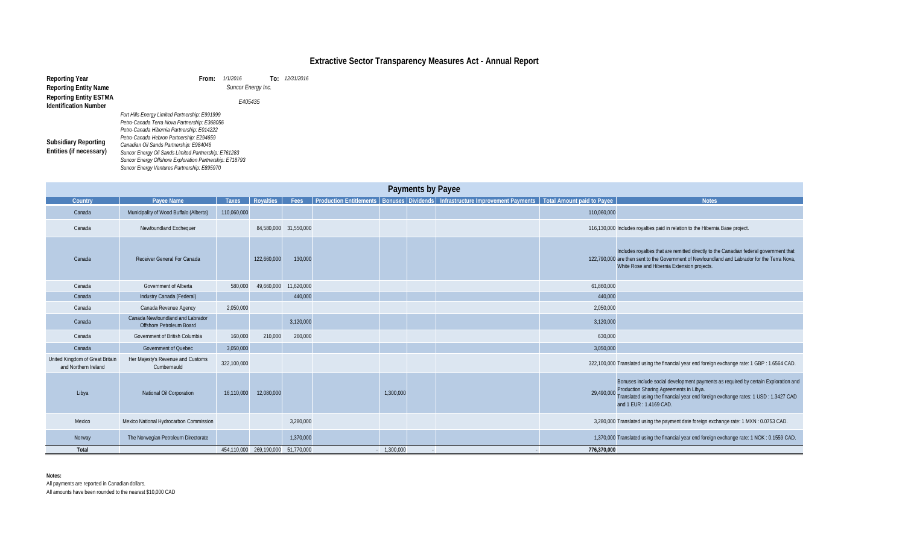# Extractive Sector Transparency Measures Act - Annual Report

| | | | |
|---|---|---|---|
| **Reporting Year** | **From:** *1/1/2016* | **To:** *12/31/2016* | |
| **Reporting Entity Name** | *Suncor Energy Inc.* | | |
| **Reporting Entity ESTMA Identification Number** | *E405435* | | |
| **Subsidiary Reporting Entities (if necessary)** | *Fort Hills Energy Limited Partnership: E991999*<br>*Petro-Canada Terra Nova Partnership: E368056*<br>*Petro-Canada Hibernia Partnership: E014222*<br>*Petro-Canada Hebron Partnership: E294659*<br>*Canadian Oil Sands Partnership: E984046*<br>*Suncor Energy Oil Sands Limited Partnership: E761283*<br>*Suncor Energy Offshore Exploration Partnership: E718793*<br>*Suncor Energy Ventures Partnership: E895970* | | |

## Payments by Payee

| Country | Payee Name | Taxes | Royalties | Fees | Production Entitlements | Bonuses | Dividends | Infrastructure Improvement Payments | Total Amount paid to Payee | Notes |
|---|---|---|---|---|---|---|---|---|---|---|
| Canada | Municipality of Wood Buffalo (Alberta) | 110,060,000 | | | | | | | 110,060,000 | |
| Canada | Newfoundland Exchequer | | 84,580,000 | 31,550,000 | | | | | 116,130,000 | Includes royalties paid in relation to the Hibernia Base project. |
| Canada | Receiver General For Canada | | 122,660,000 | 130,000 | | | | | 122,790,000 | Includes royalties that are remitted directly to the Canadian federal government that are then sent to the Government of Newfoundland and Labrador for the Terra Nova, White Rose and Hibernia Extension projects. |
| Canada | Government of Alberta | 580,000 | 49,660,000 | 11,620,000 | | | | | 61,860,000 | |
| Canada | Industry Canada (Federal) | | | 440,000 | | | | | 440,000 | |
| Canada | Canada Revenue Agency | 2,050,000 | | | | | | | 2,050,000 | |
| Canada | Canada Newfoundland and Labrador Offshore Petroleum Board | | | 3,120,000 | | | | | 3,120,000 | |
| Canada | Government of British Columbia | 160,000 | 210,000 | 260,000 | | | | | 630,000 | |
| Canada | Government of Quebec | 3,050,000 | | | | | | | 3,050,000 | |
| United Kingdom of Great Britain and Northern Ireland | Her Majesty's Revenue and Customs Cumbernauld | 322,100,000 | | | | | | | 322,100,000 | Translated using the financial year end foreign exchange rate: 1 GBP : 1.6564 CAD. |
| Libya | National Oil Corporation | 16,110,000 | 12,080,000 | | | 1,300,000 | | | 29,490,000 | Bonuses include social development payments as required by certain Exploration and Production Sharing Agreements in Libya.<br>Translated using the financial year end foreign exchange rates: 1 USD : 1.3427 CAD and 1 EUR : 1.4169 CAD. |
| Mexico | Mexico National Hydrocarbon Commission | | | 3,280,000 | | | | | 3,280,000 | Translated using the payment date foreign exchange rate: 1 MXN : 0.0753 CAD. |
| Norway | The Norwegian Petroleum Directorate | | | 1,370,000 | | | | | 1,370,000 | Translated using the financial year end foreign exchange rate: 1 NOK : 0.1559 CAD. |
| **Total** | | 454,110,000 | 269,190,000 | 51,770,000 | - | 1,300,000 | - | - | 776,370,000 | |

**Notes:**

All payments are reported in Canadian dollars.

All amounts have been rounded to the nearest $10,000 CAD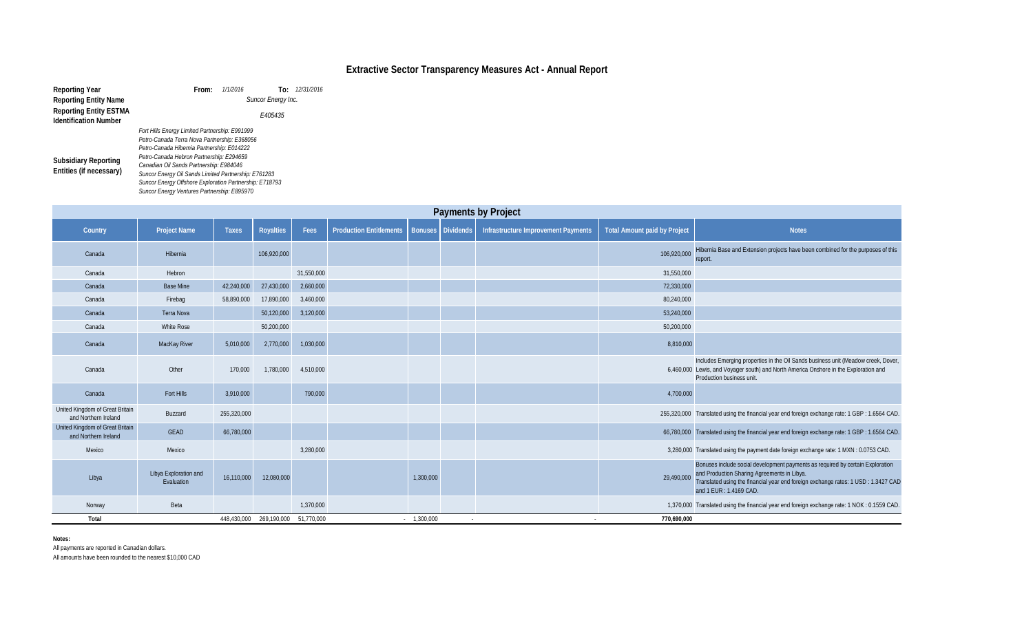# Extractive Sector Transparency Measures Act - Annual Report

| | | | | |
|---|---|---|---|---|
| **Reporting Year** | **From:** | *1/1/2016* | **To:** | *12/31/2016* |
| **Reporting Entity Name** | *Suncor Energy Inc.* | | | |
| **Reporting Entity ESTMA Identification Number** | *E405435* | | | |
| **Subsidiary Reporting Entities (if necessary)** | *Fort Hills Energy Limited Partnership: E991999*<br>*Petro-Canada Terra Nova Partnership: E368056*<br>*Petro-Canada Hibernia Partnership: E014222*<br>*Petro-Canada Hebron Partnership: E294659*<br>*Canadian Oil Sands Partnership: E984046*<br>*Suncor Energy Oil Sands Limited Partnership: E761283*<br>*Suncor Energy Offshore Exploration Partnership: E718793*<br>*Suncor Energy Ventures Partnership: E895970* | | | |

## Payments by Project

| Country | Project Name | Taxes | Royalties | Fees | Production Entitlements | Bonuses | Dividends | Infrastructure Improvement Payments | Total Amount paid by Project | Notes |
|---|---|---|---|---|---|---|---|---|---|---|
| Canada | Hibernia | | 106,920,000 | | | | | | 106,920,000 | Hibernia Base and Extension projects have been combined for the purposes of this report. |
| Canada | Hebron | | | 31,550,000 | | | | | 31,550,000 | |
| Canada | Base Mine | 42,240,000 | 27,430,000 | 2,660,000 | | | | | 72,330,000 | |
| Canada | Firebag | 58,890,000 | 17,890,000 | 3,460,000 | | | | | 80,240,000 | |
| Canada | Terra Nova | | 50,120,000 | 3,120,000 | | | | | 53,240,000 | |
| Canada | White Rose | | 50,200,000 | | | | | | 50,200,000 | |
| Canada | MacKay River | 5,010,000 | 2,770,000 | 1,030,000 | | | | | 8,810,000 | |
| Canada | Other | 170,000 | 1,780,000 | 4,510,000 | | | | | 6,460,000 | Includes Emerging properties in the Oil Sands business unit (Meadow creek, Dover, Lewis, and Voyager south) and North America Onshore in the Exploration and Production business unit. |
| Canada | Fort Hills | 3,910,000 | | 790,000 | | | | | 4,700,000 | |
| United Kingdom of Great Britain and Northern Ireland | Buzzard | 255,320,000 | | | | | | | 255,320,000 | Translated using the financial year end foreign exchange rate: 1 GBP : 1.6564 CAD. |
| United Kingdom of Great Britain and Northern Ireland | GEAD | 66,780,000 | | | | | | | 66,780,000 | Translated using the financial year end foreign exchange rate: 1 GBP : 1.6564 CAD. |
| Mexico | Mexico | | | 3,280,000 | | | | | 3,280,000 | Translated using the payment date foreign exchange rate: 1 MXN : 0.0753 CAD. |
| Libya | Libya Exploration and Evaluation | 16,110,000 | 12,080,000 | | | 1,300,000 | | | 29,490,000 | Bonuses include social development payments as required by certain Exploration and Production Sharing Agreements in Libya.<br>Translated using the financial year end foreign exchange rates: 1 USD : 1.3427 CAD and 1 EUR : 1.4169 CAD. |
| Norway | Beta | | | 1,370,000 | | | | | 1,370,000 | Translated using the financial year end foreign exchange rate: 1 NOK : 0.1559 CAD. |
| **Total** | | 448,430,000 | 269,190,000 | 51,770,000 | - | 1,300,000 | - | - | **770,690,000** | |

**Notes:**

All payments are reported in Canadian dollars.

All amounts have been rounded to the nearest $10,000 CAD